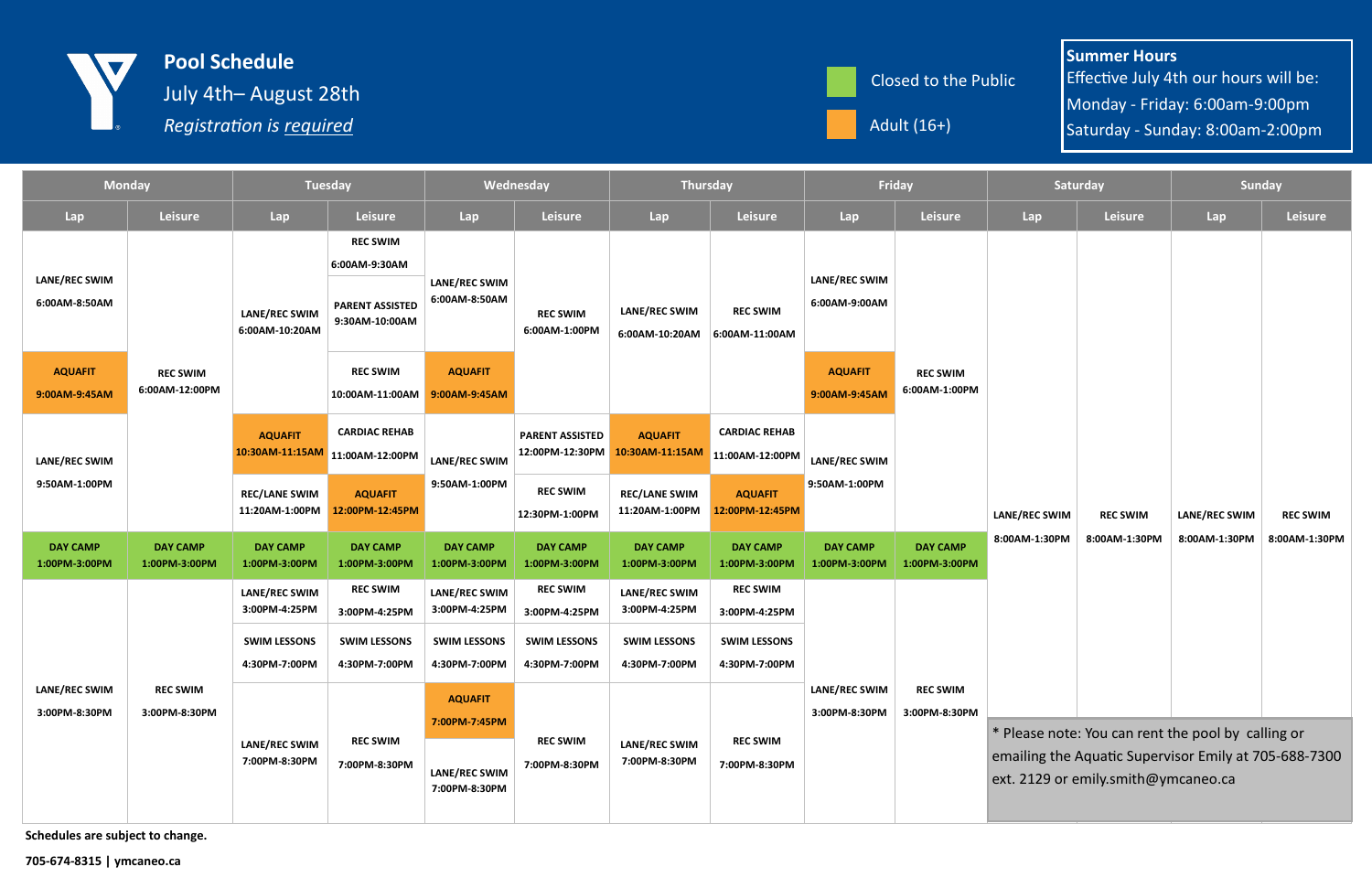# Pool Schedule

July 4th– August 28th

*Registration is* ***required***

Closed to the Public (green)

Adult (16+) (orange)

**Summer Hours**
Effective July 4th our hours will be:
Monday - Friday: 6:00am-9:00pm
Saturday - Sunday: 8:00am-2:00pm

| Monday | | Tuesday | | Wednesday | | Thursday | | Friday | | Saturday | | Sunday | |
|---|---|---|---|---|---|---|---|---|---|---|---|---|---|
| **Lap** | **Leisure** | **Lap** | **Leisure** | **Lap** | **Leisure** | **Lap** | **Leisure** | **Lap** | **Leisure** | **Lap** | **Leisure** | **Lap** | **Leisure** |
| LANE/REC SWIM 6:00AM-8:50AM | REC SWIM 6:00AM-12:00PM | LANE/REC SWIM 6:00AM-10:20AM | REC SWIM 6:00AM-9:30AM | LANE/REC SWIM 6:00AM-8:50AM | REC SWIM 6:00AM-1:00PM | LANE/REC SWIM 6:00AM-10:20AM | REC SWIM 6:00AM-11:00AM | LANE/REC SWIM 6:00AM-9:00AM | REC SWIM 6:00AM-1:00PM | LANE/REC SWIM 8:00AM-1:30PM | REC SWIM 8:00AM-1:30PM | LANE/REC SWIM 8:00AM-1:30PM | REC SWIM 8:00AM-1:30PM |
| | | | PARENT ASSISTED 9:30AM-10:00AM | | | | | | | | | | |
| AQUAFIT 9:00AM-9:45AM (Adult 16+) | | | REC SWIM 10:00AM-11:00AM | AQUAFIT 9:00AM-9:45AM (Adult 16+) | | | | AQUAFIT 9:00AM-9:45AM (Adult 16+) | | | | | |
| LANE/REC SWIM 9:50AM-1:00PM | | AQUAFIT 10:30AM-11:15AM (Adult 16+) | CARDIAC REHAB 11:00AM-12:00PM | LANE/REC SWIM 9:50AM-1:00PM | PARENT ASSISTED 12:00PM-12:30PM | AQUAFIT 10:30AM-11:15AM (Adult 16+) | CARDIAC REHAB 11:00AM-12:00PM | LANE/REC SWIM 9:50AM-1:00PM | | | | | |
| | | REC/LANE SWIM 11:20AM-1:00PM | AQUAFIT 12:00PM-12:45PM (Adult 16+) | | REC SWIM 12:30PM-1:00PM | REC/LANE SWIM 11:20AM-1:00PM | AQUAFIT 12:00PM-12:45PM (Adult 16+) | | | | | | |
| DAY CAMP 1:00PM-3:00PM (Closed to the Public) | DAY CAMP 1:00PM-3:00PM (Closed to the Public) | DAY CAMP 1:00PM-3:00PM (Closed to the Public) | DAY CAMP 1:00PM-3:00PM (Closed to the Public) | DAY CAMP 1:00PM-3:00PM (Closed to the Public) | DAY CAMP 1:00PM-3:00PM (Closed to the Public) | DAY CAMP 1:00PM-3:00PM (Closed to the Public) | DAY CAMP 1:00PM-3:00PM (Closed to the Public) | DAY CAMP 1:00PM-3:00PM (Closed to the Public) | DAY CAMP 1:00PM-3:00PM (Closed to the Public) | | | | |
| LANE/REC SWIM 3:00PM-8:30PM | REC SWIM 3:00PM-8:30PM | LANE/REC SWIM 3:00PM-4:25PM | REC SWIM 3:00PM-4:25PM | LANE/REC SWIM 3:00PM-4:25PM | REC SWIM 3:00PM-4:25PM | LANE/REC SWIM 3:00PM-4:25PM | REC SWIM 3:00PM-4:25PM | LANE/REC SWIM 3:00PM-8:30PM | REC SWIM 3:00PM-8:30PM | | | | |
| | | SWIM LESSONS 4:30PM-7:00PM | SWIM LESSONS 4:30PM-7:00PM | SWIM LESSONS 4:30PM-7:00PM | SWIM LESSONS 4:30PM-7:00PM | SWIM LESSONS 4:30PM-7:00PM | SWIM LESSONS 4:30PM-7:00PM | | | | | | |
| | | LANE/REC SWIM 7:00PM-8:30PM | REC SWIM 7:00PM-8:30PM | AQUAFIT 7:00PM-7:45PM (Adult 16+) | REC SWIM 7:00PM-8:30PM | LANE/REC SWIM 7:00PM-8:30PM | REC SWIM 7:00PM-8:30PM | | | | | | |
| | | | | LANE/REC SWIM 7:00PM-8:30PM | | | | | | | | | |

* Please note: You can rent the pool by calling or emailing the Aquatic Supervisor Emily at 705-688-7300 ext. 2129 or emily.smith@ymcaneo.ca

**Schedules are subject to change.**

**705-674-8315 | ymcaneo.ca**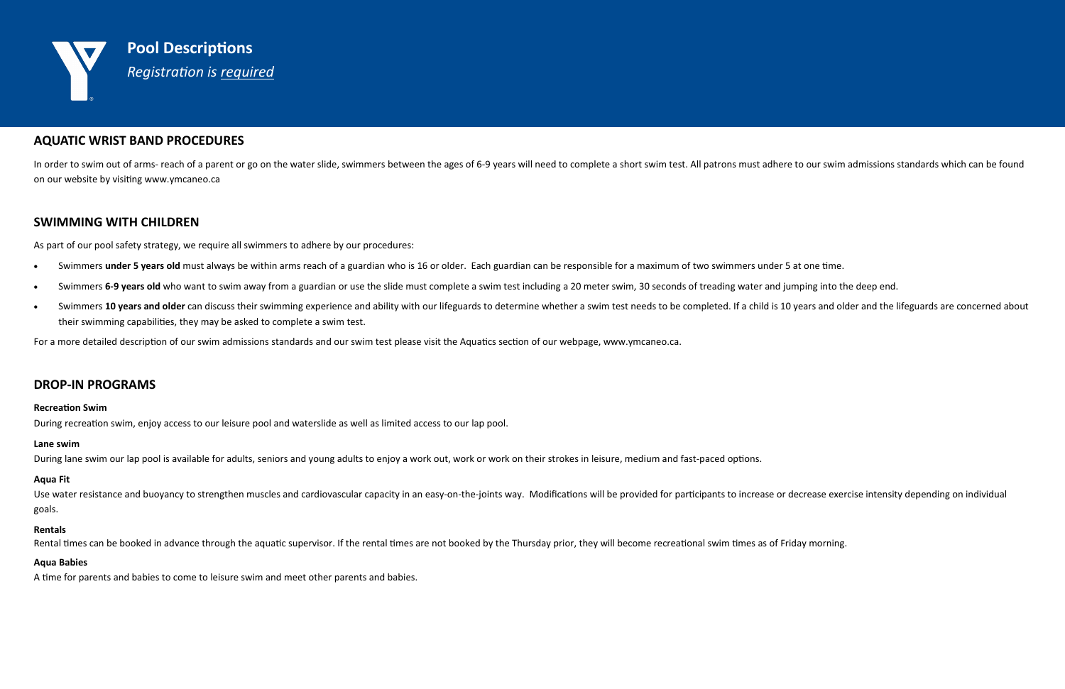# Pool Descriptions

*Registration is required*

## AQUATIC WRIST BAND PROCEDURES

In order to swim out of arms- reach of a parent or go on the water slide, swimmers between the ages of 6-9 years will need to complete a short swim test. All patrons must adhere to our swim admissions standards which can be found on our website by visiting www.ymcaneo.ca

## SWIMMING WITH CHILDREN

As part of our pool safety strategy, we require all swimmers to adhere by our procedures:

- Swimmers **under 5 years old** must always be within arms reach of a guardian who is 16 or older. Each guardian can be responsible for a maximum of two swimmers under 5 at one time.
- Swimmers **6-9 years old** who want to swim away from a guardian or use the slide must complete a swim test including a 20 meter swim, 30 seconds of treading water and jumping into the deep end.
- Swimmers **10 years and older** can discuss their swimming experience and ability with our lifeguards to determine whether a swim test needs to be completed. If a child is 10 years and older and the lifeguards are concerned about their swimming capabilities, they may be asked to complete a swim test.

For a more detailed description of our swim admissions standards and our swim test please visit the Aquatics section of our webpage, www.ymcaneo.ca.

## DROP-IN PROGRAMS

**Recreation Swim**

During recreation swim, enjoy access to our leisure pool and waterslide as well as limited access to our lap pool.

**Lane swim**

During lane swim our lap pool is available for adults, seniors and young adults to enjoy a work out, work or work on their strokes in leisure, medium and fast-paced options.

**Aqua Fit**

Use water resistance and buoyancy to strengthen muscles and cardiovascular capacity in an easy-on-the-joints way. Modifications will be provided for participants to increase or decrease exercise intensity depending on individual goals.

**Rentals**

Rental times can be booked in advance through the aquatic supervisor. If the rental times are not booked by the Thursday prior, they will become recreational swim times as of Friday morning.

**Aqua Babies**

A time for parents and babies to come to leisure swim and meet other parents and babies.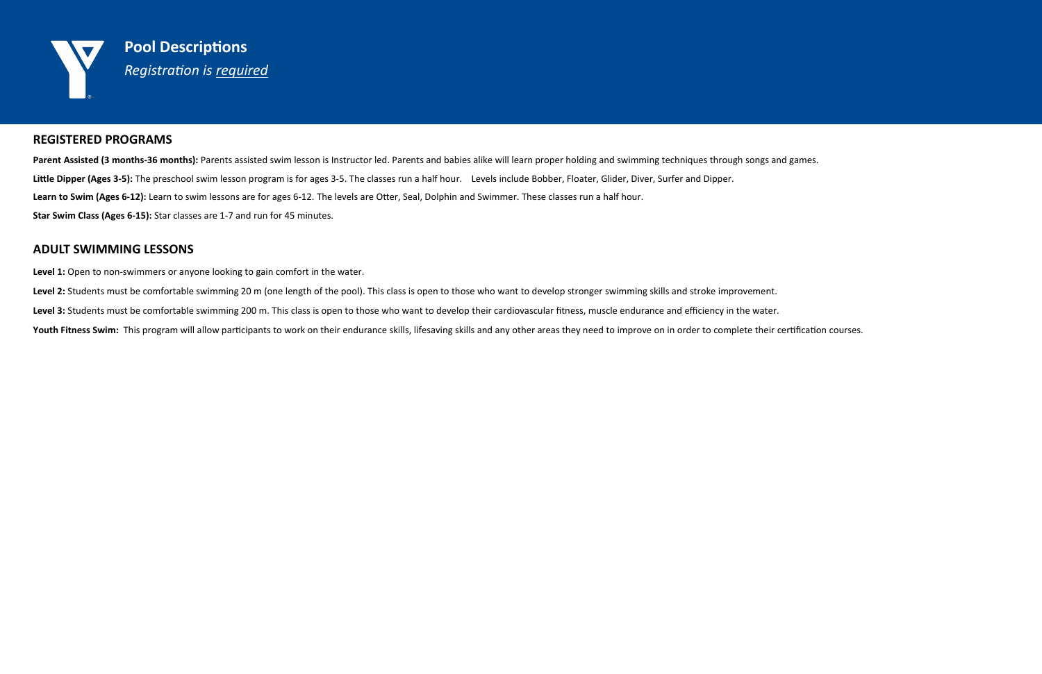# Pool Descriptions

*Registration is required*

## REGISTERED PROGRAMS

**Parent Assisted (3 months-36 months):** Parents assisted swim lesson is Instructor led. Parents and babies alike will learn proper holding and swimming techniques through songs and games.

**Little Dipper (Ages 3-5):** The preschool swim lesson program is for ages 3-5. The classes run a half hour. Levels include Bobber, Floater, Glider, Diver, Surfer and Dipper.

**Learn to Swim (Ages 6-12):** Learn to swim lessons are for ages 6-12. The levels are Otter, Seal, Dolphin and Swimmer. These classes run a half hour.

**Star Swim Class (Ages 6-15):** Star classes are 1-7 and run for 45 minutes.

## ADULT SWIMMING LESSONS

**Level 1:** Open to non-swimmers or anyone looking to gain comfort in the water.

**Level 2:** Students must be comfortable swimming 20 m (one length of the pool). This class is open to those who want to develop stronger swimming skills and stroke improvement.

**Level 3:** Students must be comfortable swimming 200 m. This class is open to those who want to develop their cardiovascular fitness, muscle endurance and efficiency in the water.

**Youth Fitness Swim:** This program will allow participants to work on their endurance skills, lifesaving skills and any other areas they need to improve on in order to complete their certification courses.